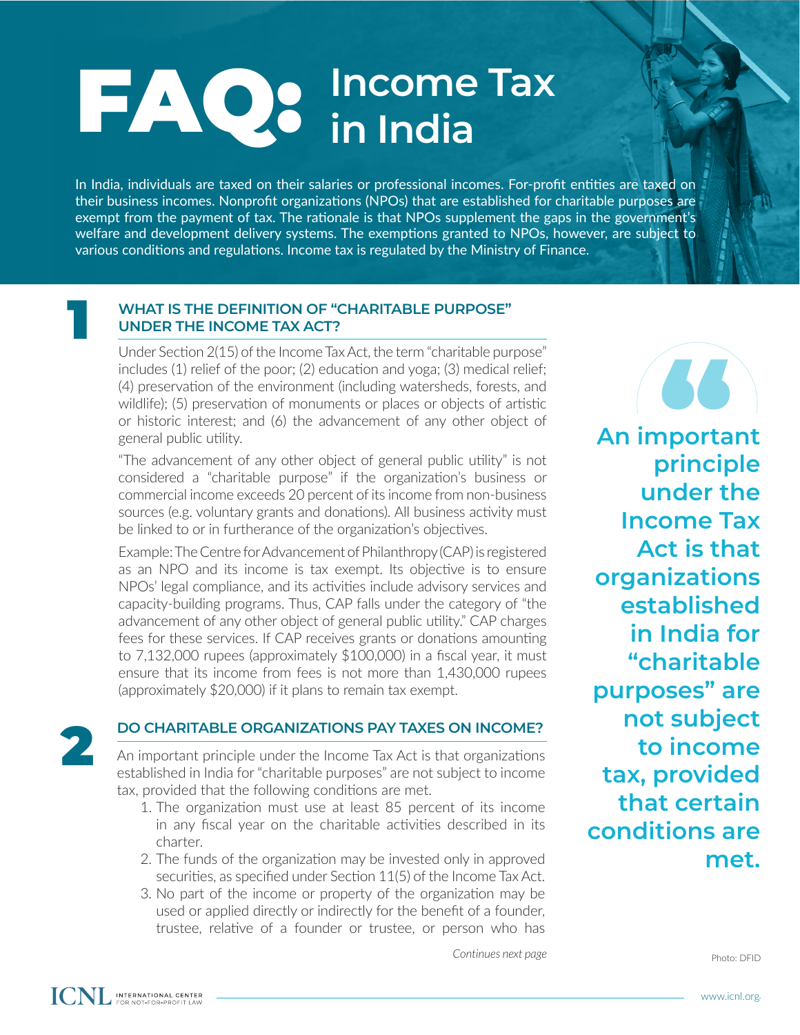# FAQ: Income Tax in India

In India, individuals are taxed on their salaries or professional incomes. For-profit entities are taxed on their business incomes. Nonprofit organizations (NPOs) that are established for charitable purposes are exempt from the payment of tax. The rationale is that NPOs supplement the gaps in the government's welfare and development delivery systems. The exemptions granted to NPOs, however, are subject to various conditions and regulations. Income tax is regulated by the Ministry of Finance.

## 1 WHAT IS THE DEFINITION OF "CHARITABLE PURPOSE" UNDER THE INCOME TAX ACT?

Under Section 2(15) of the Income Tax Act, the term "charitable purpose" includes (1) relief of the poor; (2) education and yoga; (3) medical relief; (4) preservation of the environment (including watersheds, forests, and wildlife); (5) preservation of monuments or places or objects of artistic or historic interest; and (6) the advancement of any other object of general public utility.

"The advancement of any other object of general public utility" is not considered a "charitable purpose" if the organization's business or commercial income exceeds 20 percent of its income from non-business sources (e.g. voluntary grants and donations). All business activity must be linked to or in furtherance of the organization's objectives.

Example: The Centre for Advancement of Philanthropy (CAP) is registered as an NPO and its income is tax exempt. Its objective is to ensure NPOs' legal compliance, and its activities include advisory services and capacity-building programs. Thus, CAP falls under the category of "the advancement of any other object of general public utility." CAP charges fees for these services. If CAP receives grants or donations amounting to 7,132,000 rupees (approximately $100,000) in a fiscal year, it must ensure that its income from fees is not more than 1,430,000 rupees (approximately $20,000) if it plans to remain tax exempt.

## 2 DO CHARITABLE ORGANIZATIONS PAY TAXES ON INCOME?

An important principle under the Income Tax Act is that organizations established in India for "charitable purposes" are not subject to income tax, provided that the following conditions are met.

1. The organization must use at least 85 percent of its income in any fiscal year on the charitable activities described in its charter.
2. The funds of the organization may be invested only in approved securities, as specified under Section 11(5) of the Income Tax Act.
3. No part of the income or property of the organization may be used or applied directly or indirectly for the benefit of a founder, trustee, relative of a founder or trustee, or person who has

*Continues next page*

> **An important principle under the Income Tax Act is that organizations established in India for "charitable purposes" are not subject to income tax, provided that certain conditions are met.**

Photo: DFID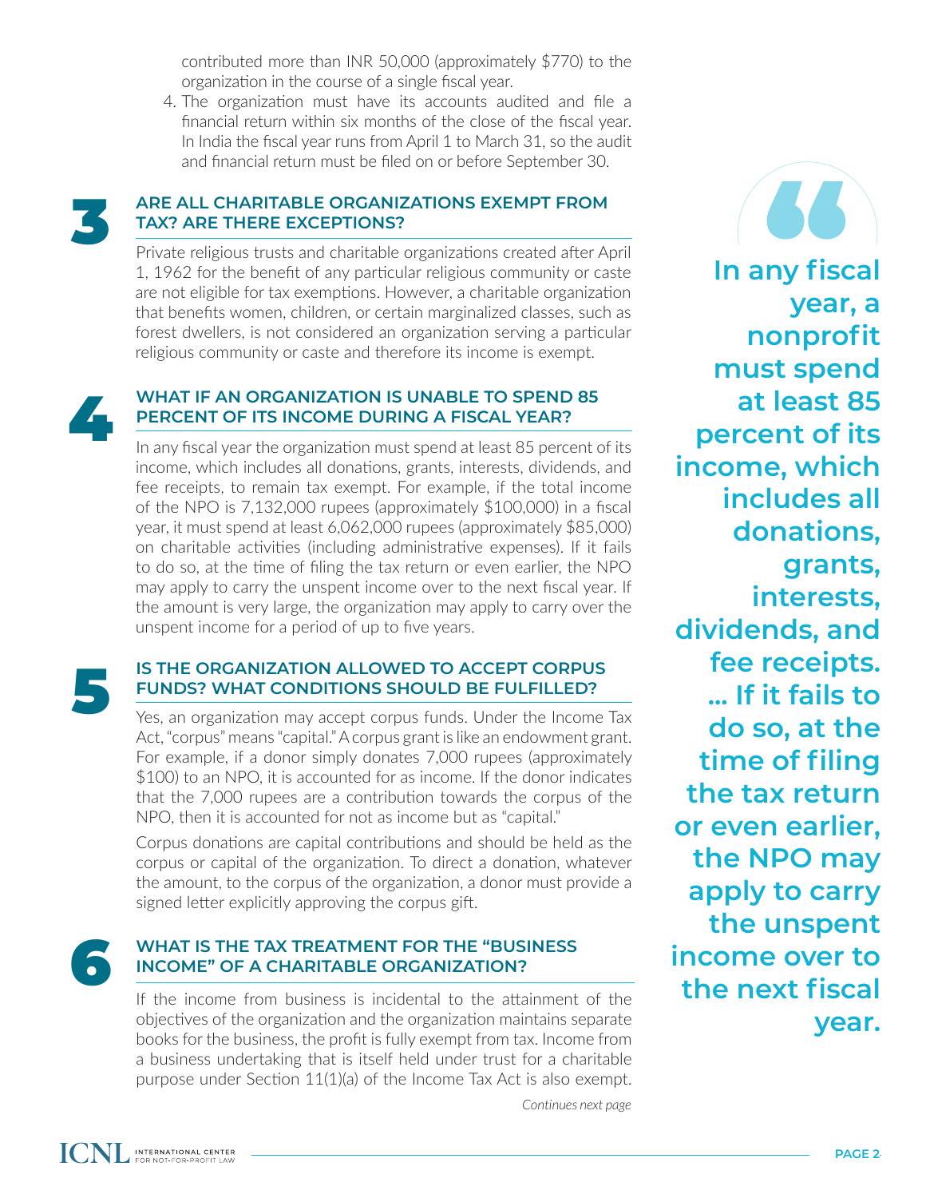contributed more than INR 50,000 (approximately $770) to the organization in the course of a single fiscal year.

4. The organization must have its accounts audited and file a financial return within six months of the close of the fiscal year. In India the fiscal year runs from April 1 to March 31, so the audit and financial return must be filed on or before September 30.

## 3 ARE ALL CHARITABLE ORGANIZATIONS EXEMPT FROM TAX? ARE THERE EXCEPTIONS?

Private religious trusts and charitable organizations created after April 1, 1962 for the benefit of any particular religious community or caste are not eligible for tax exemptions. However, a charitable organization that benefits women, children, or certain marginalized classes, such as forest dwellers, is not considered an organization serving a particular religious community or caste and therefore its income is exempt.

## 4 WHAT IF AN ORGANIZATION IS UNABLE TO SPEND 85 PERCENT OF ITS INCOME DURING A FISCAL YEAR?

In any fiscal year the organization must spend at least 85 percent of its income, which includes all donations, grants, interests, dividends, and fee receipts, to remain tax exempt. For example, if the total income of the NPO is 7,132,000 rupees (approximately $100,000) in a fiscal year, it must spend at least 6,062,000 rupees (approximately $85,000) on charitable activities (including administrative expenses). If it fails to do so, at the time of filing the tax return or even earlier, the NPO may apply to carry the unspent income over to the next fiscal year. If the amount is very large, the organization may apply to carry over the unspent income for a period of up to five years.

> **In any fiscal year, a nonprofit must spend at least 85 percent of its income, which includes all donations, grants, interests, dividends, and fee receipts. … If it fails to do so, at the time of filing the tax return or even earlier, the NPO may apply to carry the unspent income over to the next fiscal year.**

## 5 IS THE ORGANIZATION ALLOWED TO ACCEPT CORPUS FUNDS? WHAT CONDITIONS SHOULD BE FULFILLED?

Yes, an organization may accept corpus funds. Under the Income Tax Act, "corpus" means "capital." A corpus grant is like an endowment grant. For example, if a donor simply donates 7,000 rupees (approximately $100) to an NPO, it is accounted for as income. If the donor indicates that the 7,000 rupees are a contribution towards the corpus of the NPO, then it is accounted for not as income but as "capital."

Corpus donations are capital contributions and should be held as the corpus or capital of the organization. To direct a donation, whatever the amount, to the corpus of the organization, a donor must provide a signed letter explicitly approving the corpus gift.

## 6 WHAT IS THE TAX TREATMENT FOR THE "BUSINESS INCOME" OF A CHARITABLE ORGANIZATION?

If the income from business is incidental to the attainment of the objectives of the organization and the organization maintains separate books for the business, the profit is fully exempt from tax. Income from a business undertaking that is itself held under trust for a charitable purpose under Section 11(1)(a) of the Income Tax Act is also exempt.

*Continues next page*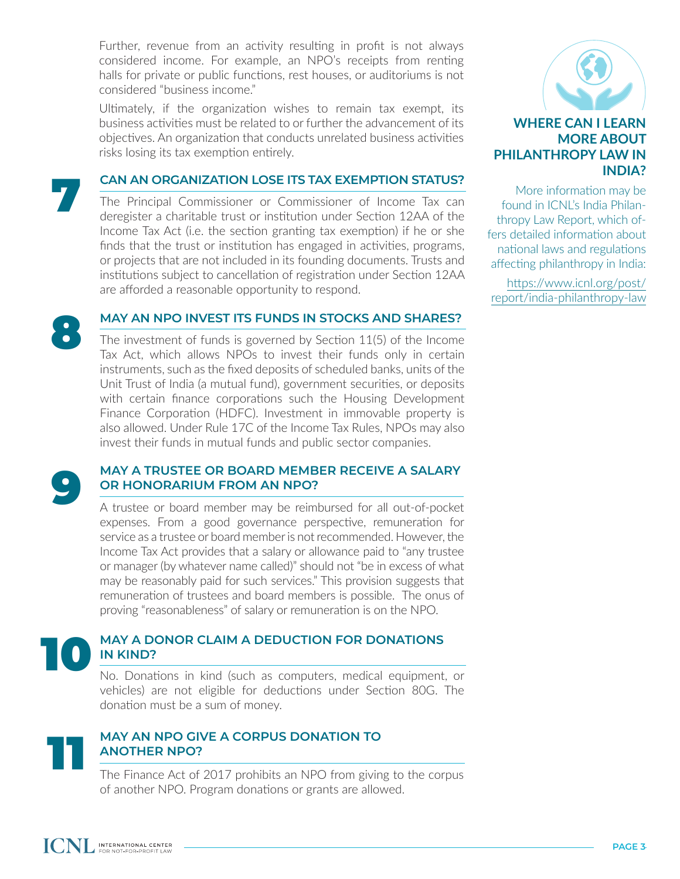Further, revenue from an activity resulting in profit is not always considered income. For example, an NPO's receipts from renting halls for private or public functions, rest houses, or auditoriums is not considered "business income."

Ultimately, if the organization wishes to remain tax exempt, its business activities must be related to or further the advancement of its objectives. An organization that conducts unrelated business activities risks losing its tax exemption entirely.

## 7 CAN AN ORGANIZATION LOSE ITS TAX EXEMPTION STATUS?

The Principal Commissioner or Commissioner of Income Tax can deregister a charitable trust or institution under Section 12AA of the Income Tax Act (i.e. the section granting tax exemption) if he or she finds that the trust or institution has engaged in activities, programs, or projects that are not included in its founding documents. Trusts and institutions subject to cancellation of registration under Section 12AA are afforded a reasonable opportunity to respond.

## 8 MAY AN NPO INVEST ITS FUNDS IN STOCKS AND SHARES?

The investment of funds is governed by Section 11(5) of the Income Tax Act, which allows NPOs to invest their funds only in certain instruments, such as the fixed deposits of scheduled banks, units of the Unit Trust of India (a mutual fund), government securities, or deposits with certain finance corporations such the Housing Development Finance Corporation (HDFC). Investment in immovable property is also allowed. Under Rule 17C of the Income Tax Rules, NPOs may also invest their funds in mutual funds and public sector companies.

## 9 MAY A TRUSTEE OR BOARD MEMBER RECEIVE A SALARY OR HONORARIUM FROM AN NPO?

A trustee or board member may be reimbursed for all out-of-pocket expenses. From a good governance perspective, remuneration for service as a trustee or board member is not recommended. However, the Income Tax Act provides that a salary or allowance paid to "any trustee or manager (by whatever name called)" should not "be in excess of what may be reasonably paid for such services." This provision suggests that remuneration of trustees and board members is possible. The onus of proving "reasonableness" of salary or remuneration is on the NPO.

## 10 MAY A DONOR CLAIM A DEDUCTION FOR DONATIONS IN KIND?

No. Donations in kind (such as computers, medical equipment, or vehicles) are not eligible for deductions under Section 80G. The donation must be a sum of money.

## 11 MAY AN NPO GIVE A CORPUS DONATION TO ANOTHER NPO?

The Finance Act of 2017 prohibits an NPO from giving to the corpus of another NPO. Program donations or grants are allowed.

### WHERE CAN I LEARN MORE ABOUT PHILANTHROPY LAW IN INDIA?

More information may be found in ICNL's India Philanthropy Law Report, which offers detailed information about national laws and regulations affecting philanthropy in India:

https://www.icnl.org/post/report/india-philanthropy-law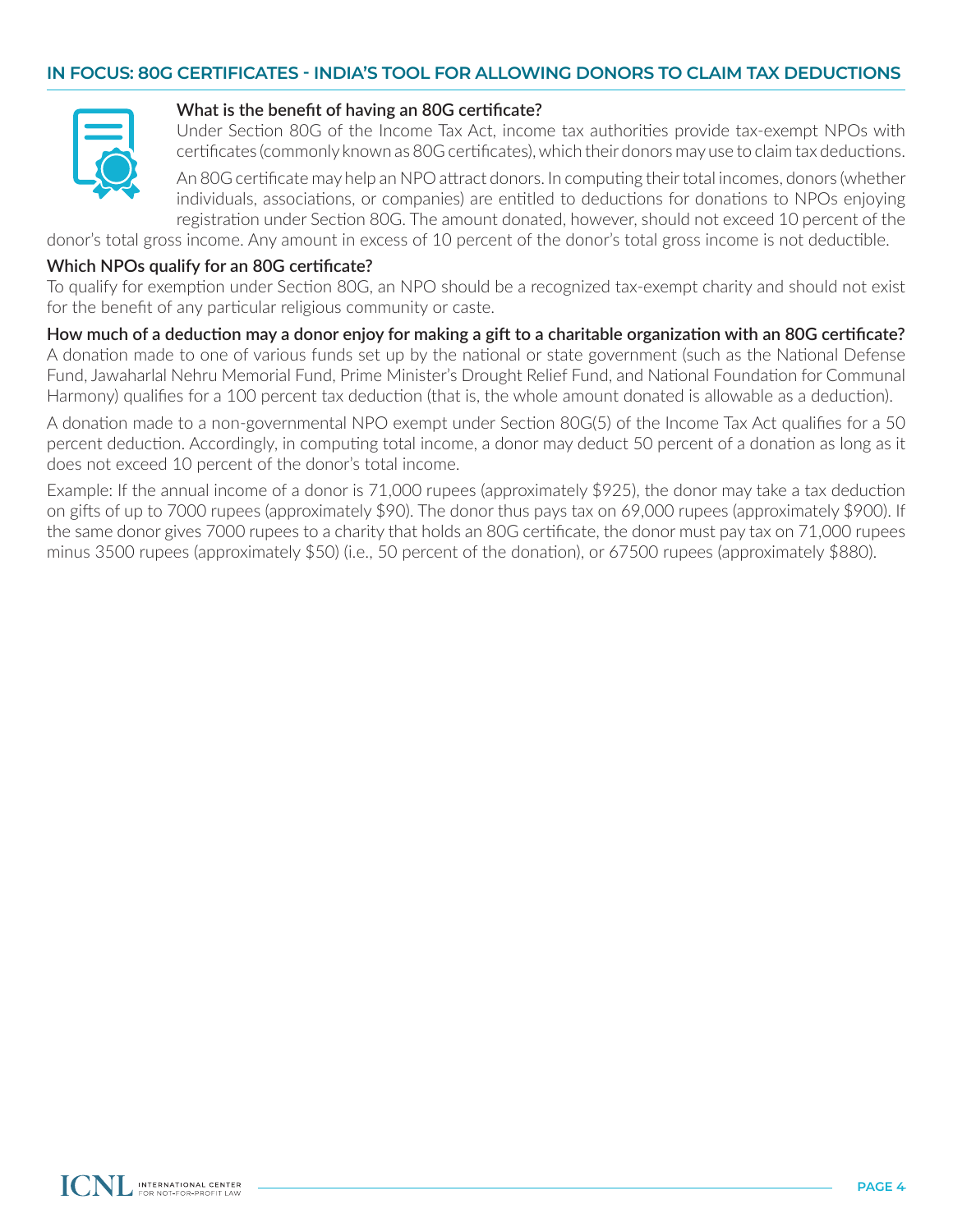## IN FOCUS: 80G CERTIFICATES - INDIA'S TOOL FOR ALLOWING DONORS TO CLAIM TAX DEDUCTIONS

**What is the benefit of having an 80G certificate?**

Under Section 80G of the Income Tax Act, income tax authorities provide tax-exempt NPOs with certificates (commonly known as 80G certificates), which their donors may use to claim tax deductions.

An 80G certificate may help an NPO attract donors. In computing their total incomes, donors (whether individuals, associations, or companies) are entitled to deductions for donations to NPOs enjoying registration under Section 80G. The amount donated, however, should not exceed 10 percent of the donor's total gross income. Any amount in excess of 10 percent of the donor's total gross income is not deductible.

**Which NPOs qualify for an 80G certificate?**

To qualify for exemption under Section 80G, an NPO should be a recognized tax-exempt charity and should not exist for the benefit of any particular religious community or caste.

**How much of a deduction may a donor enjoy for making a gift to a charitable organization with an 80G certificate?**

A donation made to one of various funds set up by the national or state government (such as the National Defense Fund, Jawaharlal Nehru Memorial Fund, Prime Minister's Drought Relief Fund, and National Foundation for Communal Harmony) qualifies for a 100 percent tax deduction (that is, the whole amount donated is allowable as a deduction).

A donation made to a non-governmental NPO exempt under Section 80G(5) of the Income Tax Act qualifies for a 50 percent deduction. Accordingly, in computing total income, a donor may deduct 50 percent of a donation as long as it does not exceed 10 percent of the donor's total income.

Example: If the annual income of a donor is 71,000 rupees (approximately $925), the donor may take a tax deduction on gifts of up to 7000 rupees (approximately $90). The donor thus pays tax on 69,000 rupees (approximately $900). If the same donor gives 7000 rupees to a charity that holds an 80G certificate, the donor must pay tax on 71,000 rupees minus 3500 rupees (approximately $50) (i.e., 50 percent of the donation), or 67500 rupees (approximately $880).